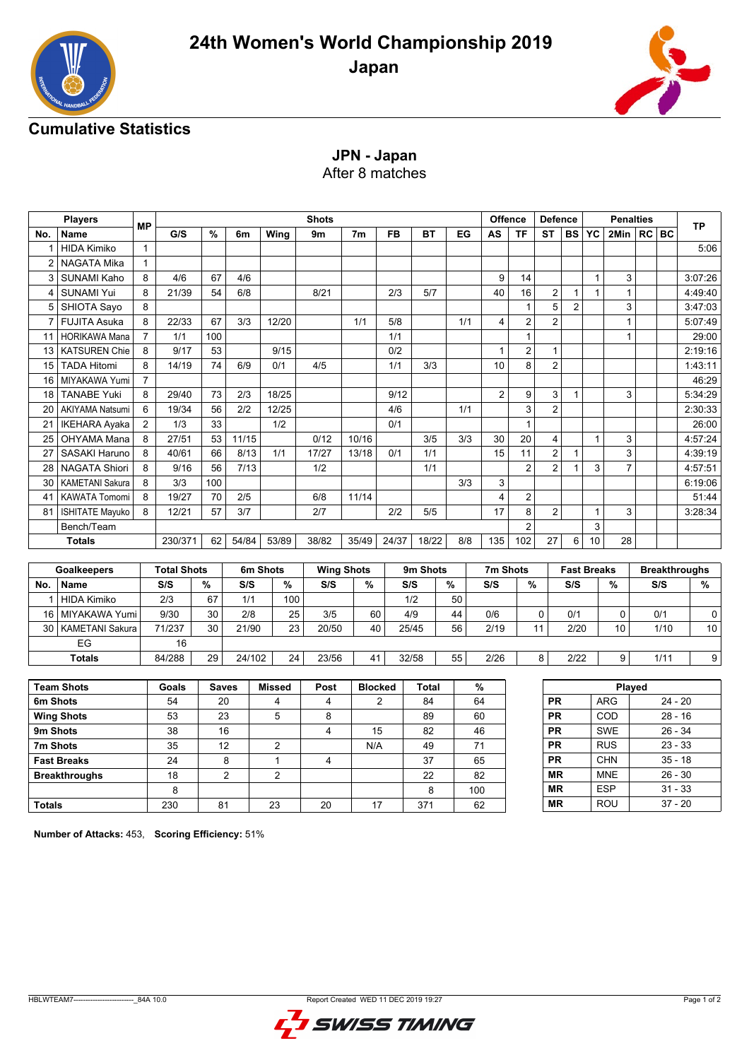# 24th Women's World Championship 2019

## Japan

### Cumulative Statistics

**JPN - Japan**
After 8 matches

| Players | | MP | Shots | | | | | | | | | Offence | | Defence | | Penalties | | | | TP |
|---|---|---|---|---|---|---|---|---|---|---|---|---|---|---|---|---|---|---|---|---|
| No. | Name | | G/S | % | 6m | Wing | 9m | 7m | FB | BT | EG | AS | TF | ST | BS | YC | 2Min | RC | BC | |
| 1 | HIDA Kimiko | 1 | | | | | | | | | | | | | | | | | | 5:06 |
| 2 | NAGATA Mika | 1 | | | | | | | | | | | | | | | | | | |
| 3 | SUNAMI Kaho | 8 | 4/6 | 67 | 4/6 | | | | | | | 9 | 14 | | | 1 | 3 | | | 3:07:26 |
| 4 | SUNAMI Yui | 8 | 21/39 | 54 | 6/8 | | 8/21 | | 2/3 | 5/7 | | 40 | 16 | 2 | 1 | 1 | 1 | | | 4:49:40 |
| 5 | SHIOTA Sayo | 8 | | | | | | | | | | | 1 | 5 | 2 | | 3 | | | 3:47:03 |
| 7 | FUJITA Asuka | 8 | 22/33 | 67 | 3/3 | 12/20 | | 1/1 | 5/8 | | 1/1 | 4 | 2 | 2 | | | 1 | | | 5:07:49 |
| 11 | HORIKAWA Mana | 7 | 1/1 | 100 | | | | | 1/1 | | | | 1 | | | | 1 | | | 29:00 |
| 13 | KATSUREN Chie | 8 | 9/17 | 53 | | 9/15 | | | 0/2 | | | 1 | 2 | 1 | | | | | | 2:19:16 |
| 15 | TADA Hitomi | 8 | 14/19 | 74 | 6/9 | 0/1 | 4/5 | | 1/1 | 3/3 | | 10 | 8 | 2 | | | | | | 1:43:11 |
| 16 | MIYAKAWA Yumi | 7 | | | | | | | | | | | | | | | | | | 46:29 |
| 18 | TANABE Yuki | 8 | 29/40 | 73 | 2/3 | 18/25 | | | 9/12 | | | 2 | 9 | 3 | 1 | | 3 | | | 5:34:29 |
| 20 | AKIYAMA Natsumi | 6 | 19/34 | 56 | 2/2 | 12/25 | | | 4/6 | | 1/1 | | 3 | 2 | | | | | | 2:30:33 |
| 21 | IKEHARA Ayaka | 2 | 1/3 | 33 | | 1/2 | | | 0/1 | | | | 1 | | | | | | | 26:00 |
| 25 | OHYAMA Mana | 8 | 27/51 | 53 | 11/15 | | 0/12 | 10/16 | | 3/5 | 3/3 | 30 | 20 | 4 | | 1 | 3 | | | 4:57:24 |
| 27 | SASAKI Haruno | 8 | 40/61 | 66 | 8/13 | 1/1 | 17/27 | 13/18 | 0/1 | 1/1 | | 15 | 11 | 2 | 1 | | 3 | | | 4:39:19 |
| 28 | NAGATA Shiori | 8 | 9/16 | 56 | 7/13 | | 1/2 | | | 1/1 | | | 2 | 2 | 1 | 3 | 7 | | | 4:57:51 |
| 30 | KAMETANI Sakura | 8 | 3/3 | 100 | | | | | | | 3/3 | 3 | | | | | | | | 6:19:06 |
| 41 | KAWATA Tomomi | 8 | 19/27 | 70 | 2/5 | | 6/8 | 11/14 | | | | 4 | 2 | | | | | | | 51:44 |
| 81 | ISHITATE Mayuko | 8 | 12/21 | 57 | 3/7 | | 2/7 | | 2/2 | 5/5 | | 17 | 8 | 2 | | 1 | 3 | | | 3:28:34 |
| | Bench/Team | | | | | | | | | | | | 2 | | | 3 | | | | |
| | **Totals** | | 230/371 | 62 | 54/84 | 53/89 | 38/82 | 35/49 | 24/37 | 18/22 | 8/8 | 135 | 102 | 27 | 6 | 10 | 28 | | | |

| Goalkeepers | | Total Shots | | 6m Shots | | Wing Shots | | 9m Shots | | 7m Shots | | Fast Breaks | | Breakthroughs | |
|---|---|---|---|---|---|---|---|---|---|---|---|---|---|---|---|
| No. | Name | S/S | % | S/S | % | S/S | % | S/S | % | S/S | % | S/S | % | S/S | % |
| 1 | HIDA Kimiko | 2/3 | 67 | 1/1 | 100 | | | 1/2 | 50 | | | | | | |
| 16 | MIYAKAWA Yumi | 9/30 | 30 | 2/8 | 25 | 3/5 | 60 | 4/9 | 44 | 0/6 | 0 | 0/1 | 0 | 0/1 | 0 |
| 30 | KAMETANI Sakura | 71/237 | 30 | 21/90 | 23 | 20/50 | 40 | 25/45 | 56 | 2/19 | 11 | 2/20 | 10 | 1/10 | 10 |
| | EG | 16 | | | | | | | | | | | | | |
| | **Totals** | 84/288 | 29 | 24/102 | 24 | 23/56 | 41 | 32/58 | 55 | 2/26 | 8 | 2/22 | 9 | 1/11 | 9 |

| Team Shots | Goals | Saves | Missed | Post | Blocked | Total | % |
|---|---|---|---|---|---|---|---|
| 6m Shots | 54 | 20 | 4 | 4 | 2 | 84 | 64 |
| Wing Shots | 53 | 23 | 5 | 8 | | 89 | 60 |
| 9m Shots | 38 | 16 | | 4 | 15 | 82 | 46 |
| 7m Shots | 35 | 12 | 2 | | N/A | 49 | 71 |
| Fast Breaks | 24 | 8 | 1 | 4 | | 37 | 65 |
| Breakthroughs | 18 | 2 | 2 | | | 22 | 82 |
| | 8 | | | | | 8 | 100 |
| **Totals** | 230 | 81 | 23 | 20 | 17 | 371 | 62 |

| Played | | |
|---|---|---|
| PR | ARG | 24 - 20 |
| PR | COD | 28 - 16 |
| PR | SWE | 26 - 34 |
| PR | RUS | 23 - 33 |
| PR | CHN | 35 - 18 |
| MR | MNE | 26 - 30 |
| MR | ESP | 31 - 33 |
| MR | ROU | 37 - 20 |

**Number of Attacks:** 453, **Scoring Efficiency:** 51%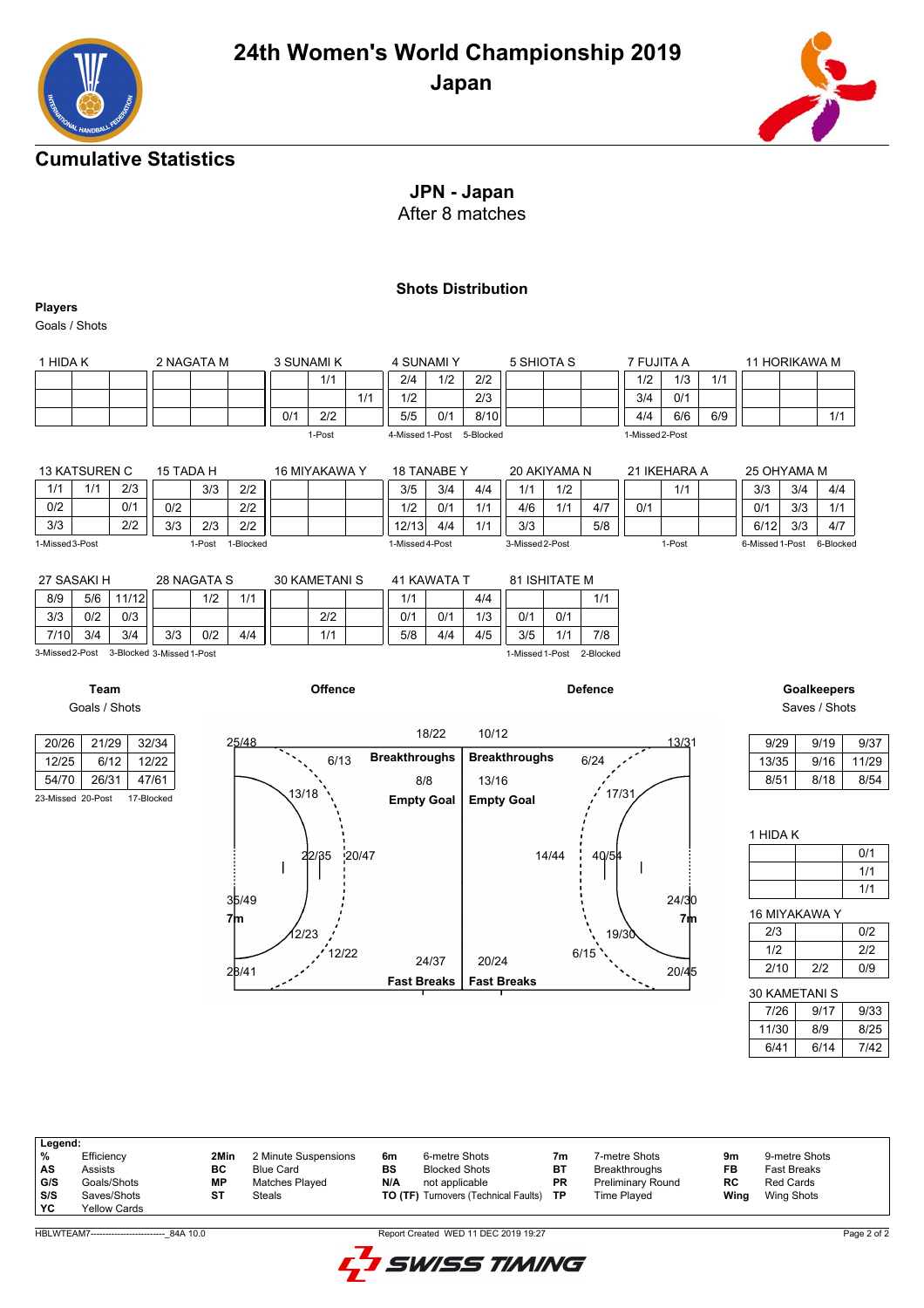# 24th Women's World Championship 2019

## Japan

## Cumulative Statistics

### JPN - Japan
After 8 matches

### Shots Distribution

**Players**
Goals / Shots

1 HIDA K

| | | |
|---|---|---|
| | | |
| | | |
| | | |

2 NAGATA M

| | | |
|---|---|---|
| | | |
| | | |
| | | |

3 SUNAMI K

| | | |
|---|---|---|
| | 1/1 | |
| | | 1/1 |
| 0/1 | 2/2 | |

1-Post

4 SUNAMI Y

| | | |
|---|---|---|
| 2/4 | 1/2 | 2/2 |
| 1/2 | | 2/3 |
| 5/5 | 0/1 | 8/10 |

4-Missed 1-Post 5-Blocked

5 SHIOTA S

| | | |
|---|---|---|
| | | |
| | | |
| | | |

7 FUJITA A

| | | |
|---|---|---|
| 1/2 | 1/3 | 1/1 |
| 3/4 | 0/1 | |
| 4/4 | 6/6 | 6/9 |

1-Missed 2-Post

11 HORIKAWA M

| | | |
|---|---|---|
| | | |
| | | |
| | | 1/1 |

13 KATSUREN C

| | | |
|---|---|---|
| 1/1 | 1/1 | 2/3 |
| 0/2 | | 0/1 |
| 3/3 | | 2/2 |

1-Missed 3-Post

15 TADA H

| | | |
|---|---|---|
| | 3/3 | 2/2 |
| 0/2 | | 2/2 |
| 3/3 | 2/3 | 2/2 |

1-Post 1-Blocked

16 MIYAKAWA Y

| | | |
|---|---|---|
| | | |
| | | |
| | | |

18 TANABE Y

| | | |
|---|---|---|
| 3/5 | 3/4 | 4/4 |
| 1/2 | 0/1 | 1/1 |
| 12/13 | 4/4 | 1/1 |

1-Missed 4-Post

20 AKIYAMA N

| | | |
|---|---|---|
| 1/1 | 1/2 | |
| 4/6 | 1/1 | 4/7 |
| 3/3 | | 5/8 |

3-Missed 2-Post

21 IKEHARA A

| | | |
|---|---|---|
| | 1/1 | |
| 0/1 | | |
| | | |

1-Post

25 OHYAMA M

| | | |
|---|---|---|
| 3/3 | 3/4 | 4/4 |
| 0/1 | 3/3 | 1/1 |
| 6/12 | 3/3 | 4/7 |

6-Missed 1-Post 6-Blocked

27 SASAKI H

| | | |
|---|---|---|
| 8/9 | 5/6 | 11/12 |
| 3/3 | 0/2 | 0/3 |
| 7/10 | 3/4 | 3/4 |

3-Missed 2-Post 3-Blocked

28 NAGATA S

| | | |
|---|---|---|
| | 1/2 | 1/1 |
| | | |
| 3/3 | 0/2 | 4/4 |

3-Missed 1-Post

30 KAMETANI S

| | | |
|---|---|---|
| | | |
| | 2/2 | |
| | 1/1 | |

41 KAWATA T

| | | |
|---|---|---|
| 1/1 | | 4/4 |
| 0/1 | 0/1 | 1/3 |
| 5/8 | 4/4 | 4/5 |

81 ISHITATE M

| | | |
|---|---|---|
| | | 1/1 |
| 0/1 | 0/1 | |
| 3/5 | 1/1 | 7/8 |

1-Missed 1-Post 2-Blocked

**Team**
Goals / Shots

| | | |
|---|---|---|
| 20/26 | 21/29 | 32/34 |
| 12/25 | 6/12 | 12/22 |
| 54/70 | 26/31 | 47/61 |

23-Missed 20-Post 17-Blocked

**Offence**

25/48
6/13
13/18
22/35
20/47
35/49
7m
12/23
12/22
28/41
18/22 Breakthroughs
8/8 Empty Goal
24/37 Fast Breaks

**Defence**

10/12 Breakthroughs
13/16 Empty Goal
20/24 Fast Breaks
13/31
6/24
17/31
14/44
40/54
24/30
7m
19/30
6/15
20/45

**Goalkeepers**
Saves / Shots

| | | |
|---|---|---|
| 9/29 | 9/19 | 9/37 |
| 13/35 | 9/16 | 11/29 |
| 8/51 | 8/18 | 8/54 |

1 HIDA K

| | | |
|---|---|---|
| | | 0/1 |
| | | 1/1 |
| | | 1/1 |

16 MIYAKAWA Y

| | | |
|---|---|---|
| 2/3 | | 0/2 |
| 1/2 | | 2/2 |
| 2/10 | 2/2 | 0/9 |

30 KAMETANI S

| | | |
|---|---|---|
| 7/26 | 9/17 | 9/33 |
| 11/30 | 8/9 | 8/25 |
| 6/41 | 6/14 | 7/42 |

**Legend:**

| | | | | | | | | | |
|---|---|---|---|---|---|---|---|---|---|
| % | Efficiency | 2Min | 2 Minute Suspensions | 6m | 6-metre Shots | 7m | 7-metre Shots | 9m | 9-metre Shots |
| AS | Assists | BC | Blue Card | BS | Blocked Shots | BT | Breakthroughs | FB | Fast Breaks |
| G/S | Goals/Shots | MP | Matches Played | N/A | not applicable | PR | Preliminary Round | RC | Red Cards |
| S/S | Saves/Shots | ST | Steals | TO (TF) | Turnovers (Technical Faults) | TP | Time Played | Wing | Wing Shots |
| YC | Yellow Cards | | | | | | | | |

HBLWTEAM7-------------------------_84A 10.0 Report Created WED 11 DEC 2019 19:27